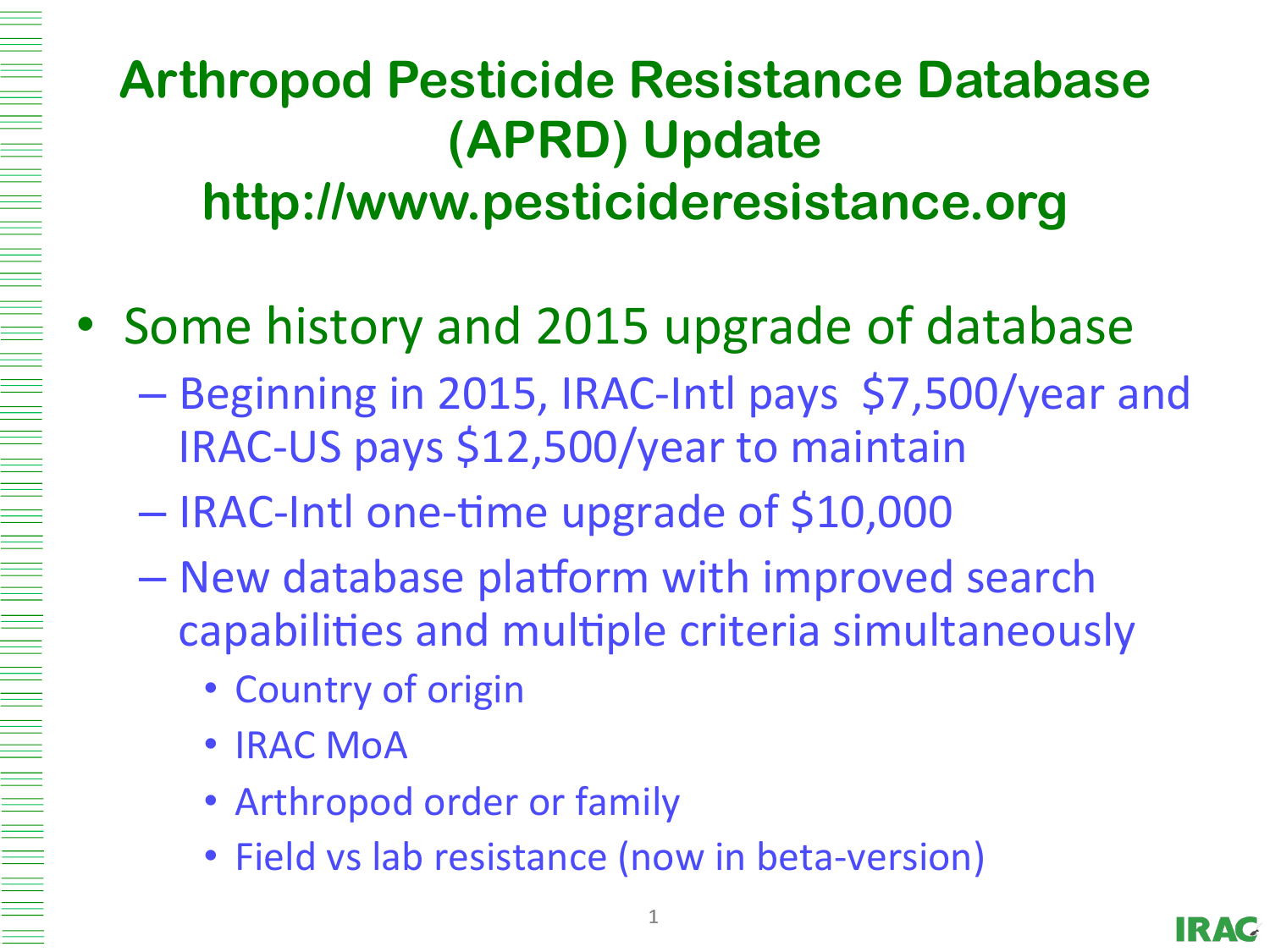# Arthropod Pesticide Resistance Database (APRD) Update
## http://www.pesticideresistance.org

- Some history and 2015 upgrade of database
  - Beginning in 2015, IRAC-Intl pays $7,500/year and IRAC-US pays $12,500/year to maintain
  - IRAC-Intl one-time upgrade of $10,000
  - New database platform with improved search capabilities and multiple criteria simultaneously
    - Country of origin
    - IRAC MoA
    - Arthropod order or family
    - Field vs lab resistance (now in beta-version)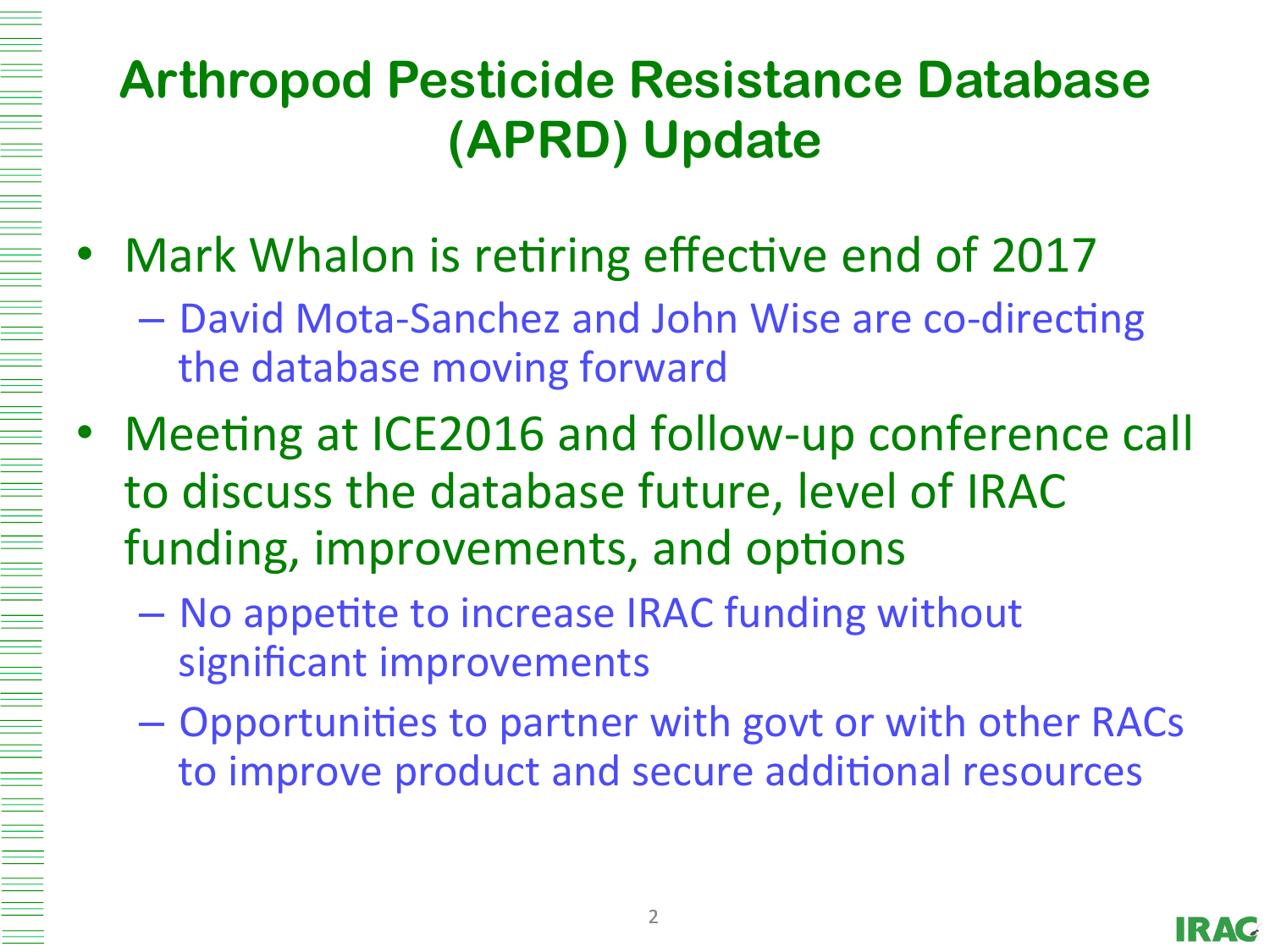# Arthropod Pesticide Resistance Database (APRD) Update

- Mark Whalon is retiring effective end of 2017
  - David Mota-Sanchez and John Wise are co-directing the database moving forward
- Meeting at ICE2016 and follow-up conference call to discuss the database future, level of IRAC funding, improvements, and options
  - No appetite to increase IRAC funding without significant improvements
  - Opportunities to partner with govt or with other RACs to improve product and secure additional resources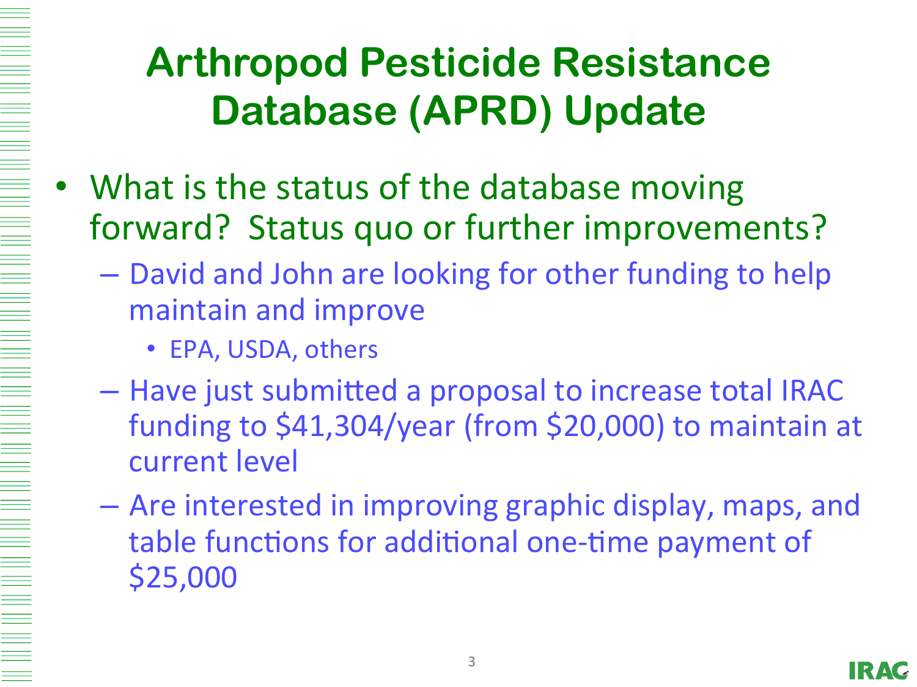# Arthropod Pesticide Resistance Database (APRD) Update

- What is the status of the database moving forward? Status quo or further improvements?
  - David and John are looking for other funding to help maintain and improve
    - EPA, USDA, others
  - Have just submitted a proposal to increase total IRAC funding to $41,304/year (from $20,000) to maintain at current level
  - Are interested in improving graphic display, maps, and table functions for additional one-time payment of $25,000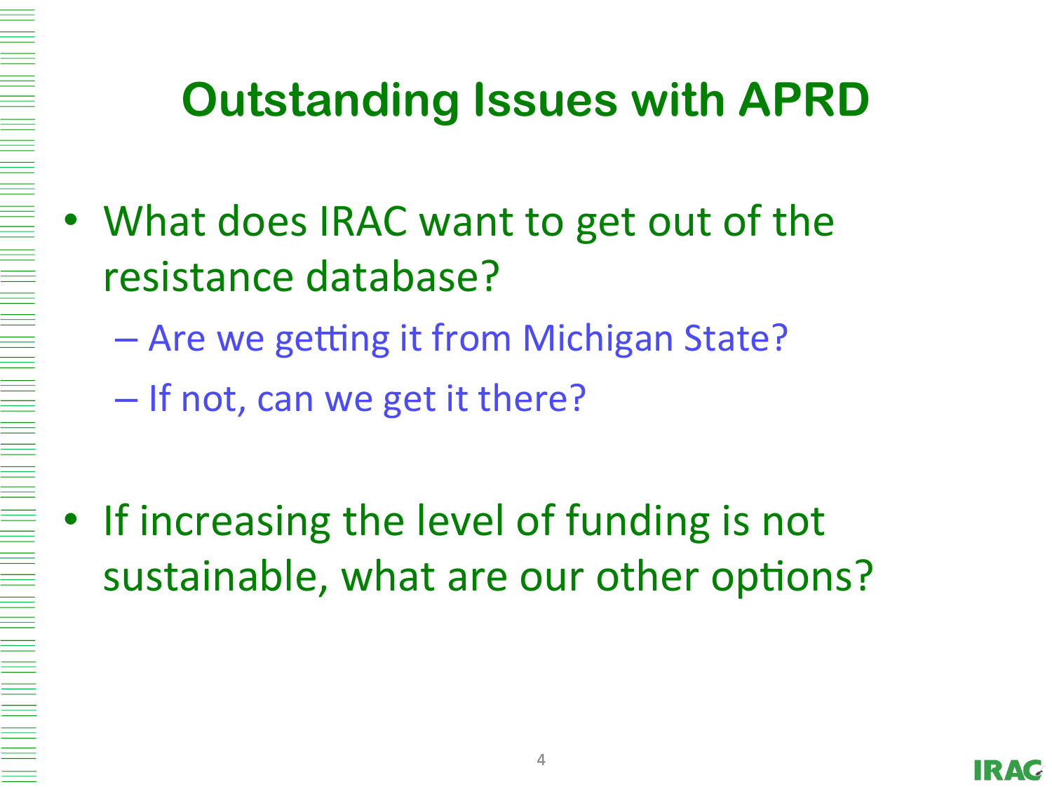# Outstanding Issues with APRD

- What does IRAC want to get out of the resistance database?
  - Are we getting it from Michigan State?
  - If not, can we get it there?

- If increasing the level of funding is not sustainable, what are our other options?